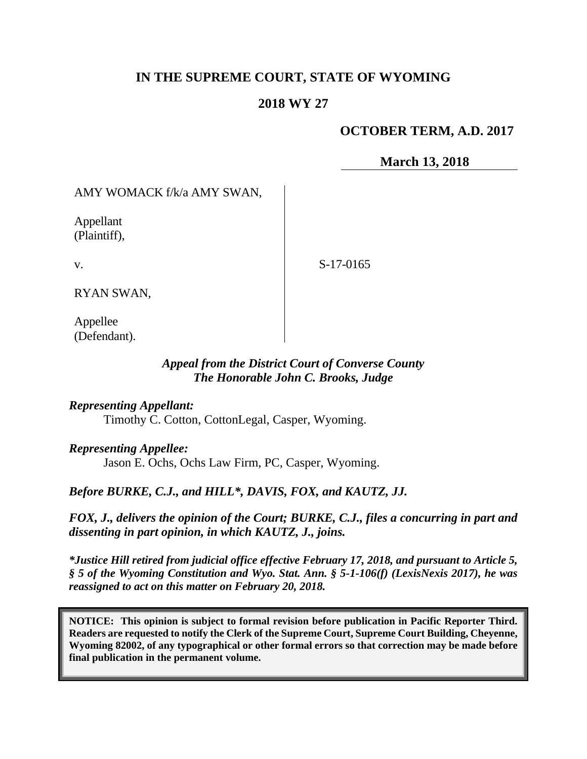# IN THE SUPREME COURT, STATE OF WYOMING

## 2018 WY 27

**OCTOBER TERM, A.D. 2017**

**March 13, 2018**

| | |
|---|---|
| AMY WOMACK f/k/a AMY SWAN,<br><br>Appellant<br>(Plaintiff),<br><br>v.<br><br>RYAN SWAN,<br><br>Appellee<br>(Defendant). | S-17-0165 |

*Appeal from the District Court of Converse County*
*The Honorable John C. Brooks, Judge*

***Representing Appellant:***
Timothy C. Cotton, CottonLegal, Casper, Wyoming.

***Representing Appellee:***
Jason E. Ochs, Ochs Law Firm, PC, Casper, Wyoming.

***Before BURKE, C.J., and HILL\*, DAVIS, FOX, and KAUTZ, JJ.***

***FOX, J., delivers the opinion of the Court; BURKE, C.J., files a concurring in part and dissenting in part opinion, in which KAUTZ, J., joins.***

***\*Justice Hill retired from judicial office effective February 17, 2018, and pursuant to Article 5, § 5 of the Wyoming Constitution and Wyo. Stat. Ann. § 5-1-106(f) (LexisNexis 2017), he was reassigned to act on this matter on February 20, 2018.***

**NOTICE: This opinion is subject to formal revision before publication in Pacific Reporter Third. Readers are requested to notify the Clerk of the Supreme Court, Supreme Court Building, Cheyenne, Wyoming 82002, of any typographical or other formal errors so that correction may be made before final publication in the permanent volume.**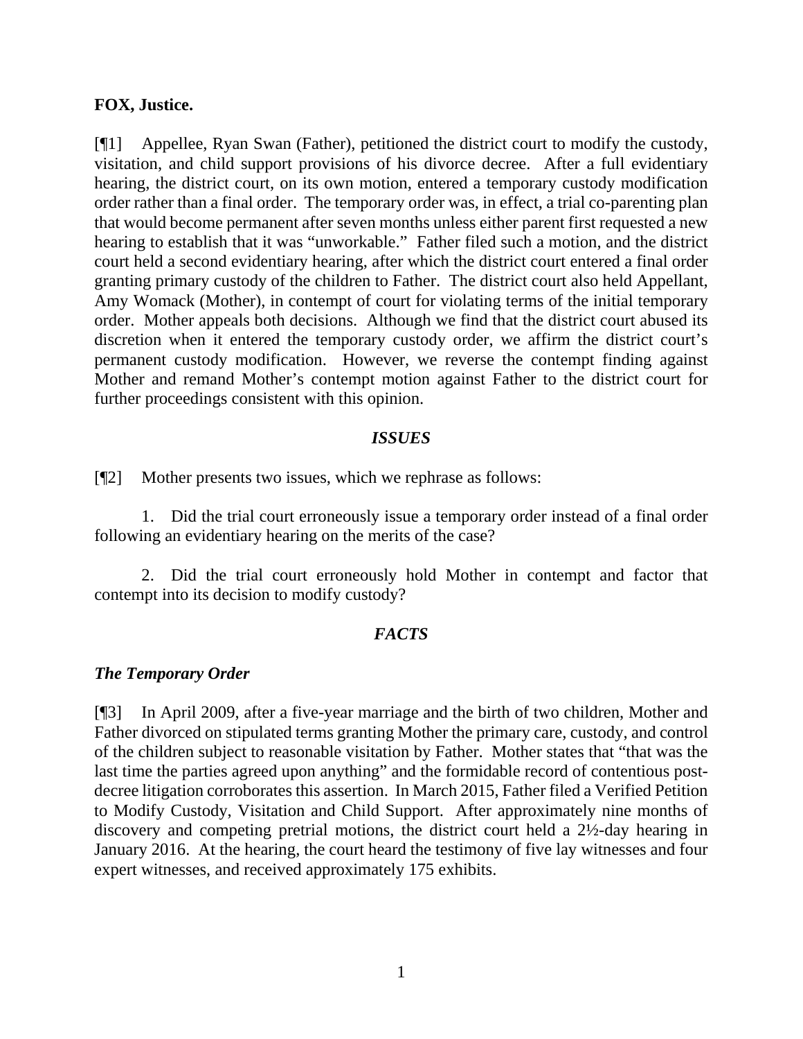**FOX, Justice.**

[¶1] Appellee, Ryan Swan (Father), petitioned the district court to modify the custody, visitation, and child support provisions of his divorce decree. After a full evidentiary hearing, the district court, on its own motion, entered a temporary custody modification order rather than a final order. The temporary order was, in effect, a trial co-parenting plan that would become permanent after seven months unless either parent first requested a new hearing to establish that it was "unworkable." Father filed such a motion, and the district court held a second evidentiary hearing, after which the district court entered a final order granting primary custody of the children to Father. The district court also held Appellant, Amy Womack (Mother), in contempt of court for violating terms of the initial temporary order. Mother appeals both decisions. Although we find that the district court abused its discretion when it entered the temporary custody order, we affirm the district court's permanent custody modification. However, we reverse the contempt finding against Mother and remand Mother's contempt motion against Father to the district court for further proceedings consistent with this opinion.

### *ISSUES*

[¶2] Mother presents two issues, which we rephrase as follows:

1. Did the trial court erroneously issue a temporary order instead of a final order following an evidentiary hearing on the merits of the case?

2. Did the trial court erroneously hold Mother in contempt and factor that contempt into its decision to modify custody?

### *FACTS*

#### *The Temporary Order*

[¶3] In April 2009, after a five-year marriage and the birth of two children, Mother and Father divorced on stipulated terms granting Mother the primary care, custody, and control of the children subject to reasonable visitation by Father. Mother states that "that was the last time the parties agreed upon anything" and the formidable record of contentious post-decree litigation corroborates this assertion. In March 2015, Father filed a Verified Petition to Modify Custody, Visitation and Child Support. After approximately nine months of discovery and competing pretrial motions, the district court held a 2½-day hearing in January 2016. At the hearing, the court heard the testimony of five lay witnesses and four expert witnesses, and received approximately 175 exhibits.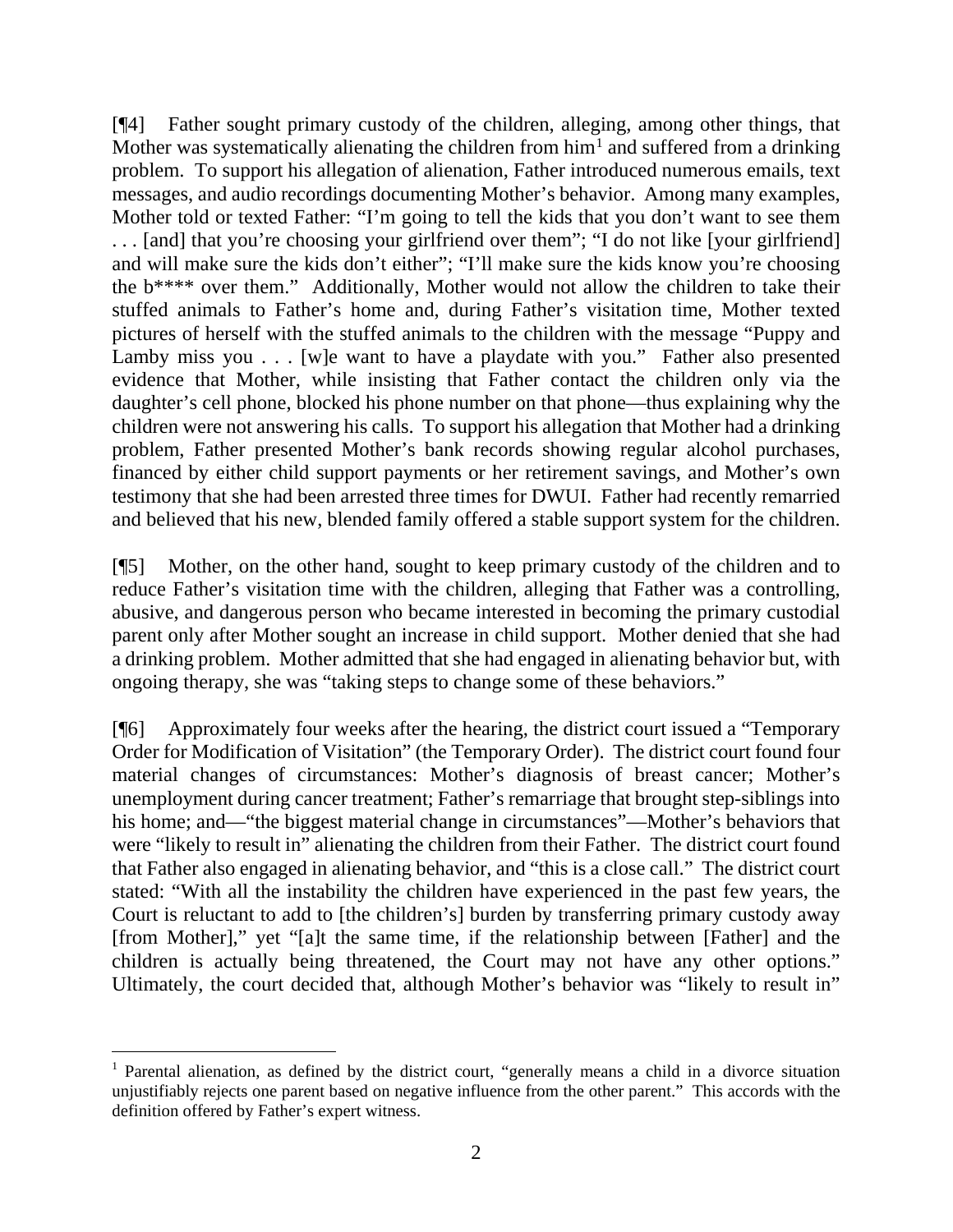[¶4] Father sought primary custody of the children, alleging, among other things, that Mother was systematically alienating the children from him[1] and suffered from a drinking problem. To support his allegation of alienation, Father introduced numerous emails, text messages, and audio recordings documenting Mother's behavior. Among many examples, Mother told or texted Father: "I'm going to tell the kids that you don't want to see them . . . [and] that you're choosing your girlfriend over them"; "I do not like [your girlfriend] and will make sure the kids don't either"; "I'll make sure the kids know you're choosing the b**** over them." Additionally, Mother would not allow the children to take their stuffed animals to Father's home and, during Father's visitation time, Mother texted pictures of herself with the stuffed animals to the children with the message "Puppy and Lamby miss you . . . [w]e want to have a playdate with you." Father also presented evidence that Mother, while insisting that Father contact the children only via the daughter's cell phone, blocked his phone number on that phone—thus explaining why the children were not answering his calls. To support his allegation that Mother had a drinking problem, Father presented Mother's bank records showing regular alcohol purchases, financed by either child support payments or her retirement savings, and Mother's own testimony that she had been arrested three times for DWUI. Father had recently remarried and believed that his new, blended family offered a stable support system for the children.

[¶5] Mother, on the other hand, sought to keep primary custody of the children and to reduce Father's visitation time with the children, alleging that Father was a controlling, abusive, and dangerous person who became interested in becoming the primary custodial parent only after Mother sought an increase in child support. Mother denied that she had a drinking problem. Mother admitted that she had engaged in alienating behavior but, with ongoing therapy, she was "taking steps to change some of these behaviors."

[¶6] Approximately four weeks after the hearing, the district court issued a "Temporary Order for Modification of Visitation" (the Temporary Order). The district court found four material changes of circumstances: Mother's diagnosis of breast cancer; Mother's unemployment during cancer treatment; Father's remarriage that brought step-siblings into his home; and—"the biggest material change in circumstances"—Mother's behaviors that were "likely to result in" alienating the children from their Father. The district court found that Father also engaged in alienating behavior, and "this is a close call." The district court stated: "With all the instability the children have experienced in the past few years, the Court is reluctant to add to [the children's] burden by transferring primary custody away [from Mother]," yet "[a]t the same time, if the relationship between [Father] and the children is actually being threatened, the Court may not have any other options." Ultimately, the court decided that, although Mother's behavior was "likely to result in"

---

[1] Parental alienation, as defined by the district court, "generally means a child in a divorce situation unjustifiably rejects one parent based on negative influence from the other parent." This accords with the definition offered by Father's expert witness.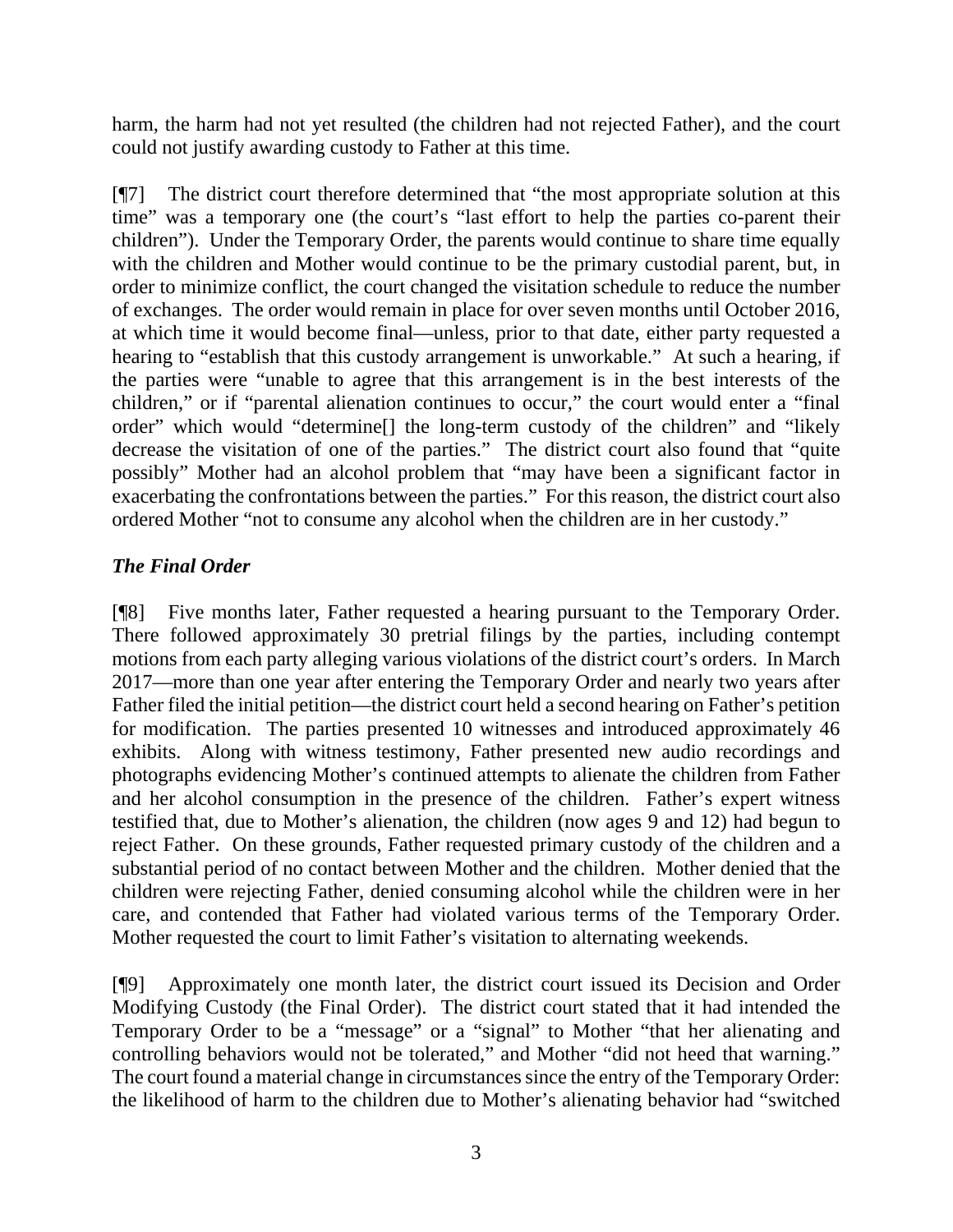harm, the harm had not yet resulted (the children had not rejected Father), and the court could not justify awarding custody to Father at this time.

[¶7] The district court therefore determined that "the most appropriate solution at this time" was a temporary one (the court's "last effort to help the parties co-parent their children"). Under the Temporary Order, the parents would continue to share time equally with the children and Mother would continue to be the primary custodial parent, but, in order to minimize conflict, the court changed the visitation schedule to reduce the number of exchanges. The order would remain in place for over seven months until October 2016, at which time it would become final—unless, prior to that date, either party requested a hearing to "establish that this custody arrangement is unworkable." At such a hearing, if the parties were "unable to agree that this arrangement is in the best interests of the children," or if "parental alienation continues to occur," the court would enter a "final order" which would "determine[] the long-term custody of the children" and "likely decrease the visitation of one of the parties." The district court also found that "quite possibly" Mother had an alcohol problem that "may have been a significant factor in exacerbating the confrontations between the parties." For this reason, the district court also ordered Mother "not to consume any alcohol when the children are in her custody."

### *The Final Order*

[¶8] Five months later, Father requested a hearing pursuant to the Temporary Order. There followed approximately 30 pretrial filings by the parties, including contempt motions from each party alleging various violations of the district court's orders. In March 2017—more than one year after entering the Temporary Order and nearly two years after Father filed the initial petition—the district court held a second hearing on Father's petition for modification. The parties presented 10 witnesses and introduced approximately 46 exhibits. Along with witness testimony, Father presented new audio recordings and photographs evidencing Mother's continued attempts to alienate the children from Father and her alcohol consumption in the presence of the children. Father's expert witness testified that, due to Mother's alienation, the children (now ages 9 and 12) had begun to reject Father. On these grounds, Father requested primary custody of the children and a substantial period of no contact between Mother and the children. Mother denied that the children were rejecting Father, denied consuming alcohol while the children were in her care, and contended that Father had violated various terms of the Temporary Order. Mother requested the court to limit Father's visitation to alternating weekends.

[¶9] Approximately one month later, the district court issued its Decision and Order Modifying Custody (the Final Order). The district court stated that it had intended the Temporary Order to be a "message" or a "signal" to Mother "that her alienating and controlling behaviors would not be tolerated," and Mother "did not heed that warning." The court found a material change in circumstances since the entry of the Temporary Order: the likelihood of harm to the children due to Mother's alienating behavior had "switched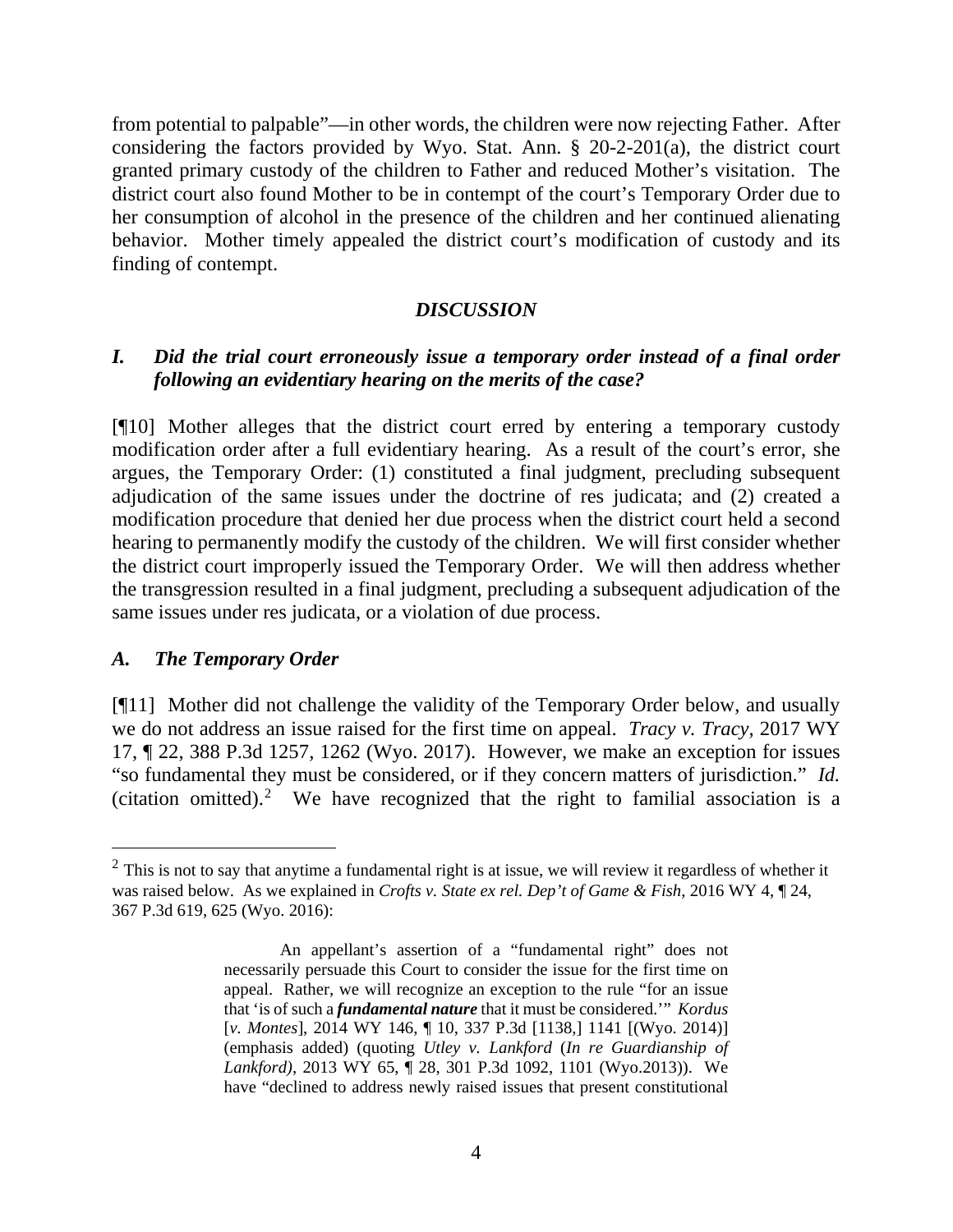from potential to palpable"—in other words, the children were now rejecting Father. After considering the factors provided by Wyo. Stat. Ann. § 20-2-201(a), the district court granted primary custody of the children to Father and reduced Mother's visitation. The district court also found Mother to be in contempt of the court's Temporary Order due to her consumption of alcohol in the presence of the children and her continued alienating behavior. Mother timely appealed the district court's modification of custody and its finding of contempt.

## *DISCUSSION*

### *I. Did the trial court erroneously issue a temporary order instead of a final order following an evidentiary hearing on the merits of the case?*

[¶10] Mother alleges that the district court erred by entering a temporary custody modification order after a full evidentiary hearing. As a result of the court's error, she argues, the Temporary Order: (1) constituted a final judgment, precluding subsequent adjudication of the same issues under the doctrine of res judicata; and (2) created a modification procedure that denied her due process when the district court held a second hearing to permanently modify the custody of the children. We will first consider whether the district court improperly issued the Temporary Order. We will then address whether the transgression resulted in a final judgment, precluding a subsequent adjudication of the same issues under res judicata, or a violation of due process.

### *A. The Temporary Order*

[¶11] Mother did not challenge the validity of the Temporary Order below, and usually we do not address an issue raised for the first time on appeal. *Tracy v. Tracy*, 2017 WY 17, ¶ 22, 388 P.3d 1257, 1262 (Wyo. 2017). However, we make an exception for issues "so fundamental they must be considered, or if they concern matters of jurisdiction." *Id.* (citation omitted).[2] We have recognized that the right to familial association is a

---

[2] This is not to say that anytime a fundamental right is at issue, we will review it regardless of whether it was raised below. As we explained in *Crofts v. State ex rel. Dep't of Game & Fish*, 2016 WY 4, ¶ 24, 367 P.3d 619, 625 (Wyo. 2016):

> An appellant's assertion of a "fundamental right" does not necessarily persuade this Court to consider the issue for the first time on appeal. Rather, we will recognize an exception to the rule "for an issue that 'is of such a ***fundamental nature*** that it must be considered.'" *Kordus* [*v. Montes*], 2014 WY 146, ¶ 10, 337 P.3d [1138,] 1141 [(Wyo. 2014)] (emphasis added) (quoting *Utley v. Lankford* (*In re Guardianship of Lankford)*, 2013 WY 65, ¶ 28, 301 P.3d 1092, 1101 (Wyo.2013)). We have "declined to address newly raised issues that present constitutional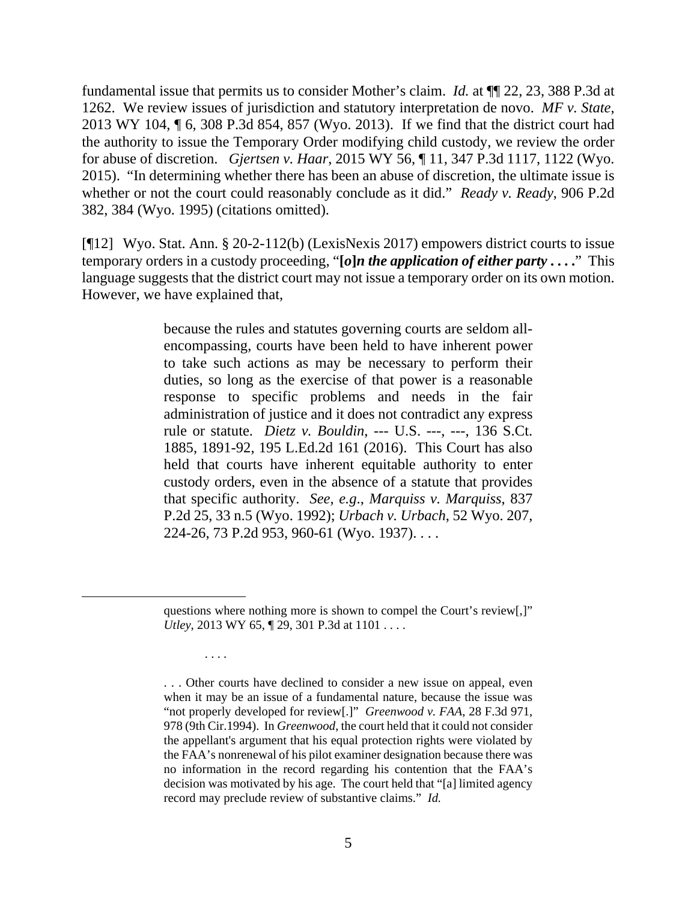fundamental issue that permits us to consider Mother's claim. *Id.* at ¶¶ 22, 23, 388 P.3d at 1262. We review issues of jurisdiction and statutory interpretation de novo. *MF v. State*, 2013 WY 104, ¶ 6, 308 P.3d 854, 857 (Wyo. 2013). If we find that the district court had the authority to issue the Temporary Order modifying child custody, we review the order for abuse of discretion. *Gjertsen v. Haar*, 2015 WY 56, ¶ 11, 347 P.3d 1117, 1122 (Wyo. 2015). "In determining whether there has been an abuse of discretion, the ultimate issue is whether or not the court could reasonably conclude as it did." *Ready v. Ready*, 906 P.2d 382, 384 (Wyo. 1995) (citations omitted).

[¶12] Wyo. Stat. Ann. § 20-2-112(b) (LexisNexis 2017) empowers district courts to issue temporary orders in a custody proceeding, "**[*o*]*n the application of either party . . . .***" This language suggests that the district court may not issue a temporary order on its own motion. However, we have explained that,

> because the rules and statutes governing courts are seldom all-encompassing, courts have been held to have inherent power to take such actions as may be necessary to perform their duties, so long as the exercise of that power is a reasonable response to specific problems and needs in the fair administration of justice and it does not contradict any express rule or statute. *Dietz v. Bouldin*, --- U.S. ---, ---, 136 S.Ct. 1885, 1891-92, 195 L.Ed.2d 161 (2016). This Court has also held that courts have inherent equitable authority to enter custody orders, even in the absence of a statute that provides that specific authority. *See, e.g.*, *Marquiss v. Marquiss*, 837 P.2d 25, 33 n.5 (Wyo. 1992); *Urbach v. Urbach*, 52 Wyo. 207, 224-26, 73 P.2d 953, 960-61 (Wyo. 1937). . . .

---

questions where nothing more is shown to compel the Court's review[,]" *Utley*, 2013 WY 65, ¶ 29, 301 P.3d at 1101 . . . .

. . . .

. . . Other courts have declined to consider a new issue on appeal, even when it may be an issue of a fundamental nature, because the issue was "not properly developed for review[.]" *Greenwood v. FAA*, 28 F.3d 971, 978 (9th Cir.1994). In *Greenwood*, the court held that it could not consider the appellant's argument that his equal protection rights were violated by the FAA's nonrenewal of his pilot examiner designation because there was no information in the record regarding his contention that the FAA's decision was motivated by his age. The court held that "[a] limited agency record may preclude review of substantive claims." *Id.*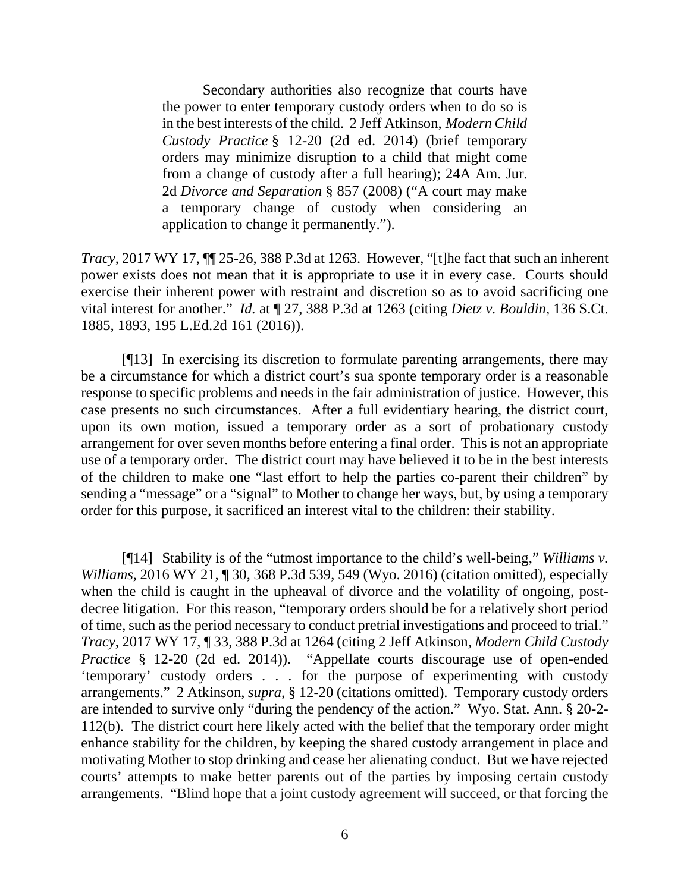> Secondary authorities also recognize that courts have the power to enter temporary custody orders when to do so is in the best interests of the child. 2 Jeff Atkinson, *Modern Child Custody Practice* § 12-20 (2d ed. 2014) (brief temporary orders may minimize disruption to a child that might come from a change of custody after a full hearing); 24A Am. Jur. 2d *Divorce and Separation* § 857 (2008) ("A court may make a temporary change of custody when considering an application to change it permanently.").

*Tracy*, 2017 WY 17, ¶¶ 25-26, 388 P.3d at 1263. However, "[t]he fact that such an inherent power exists does not mean that it is appropriate to use it in every case. Courts should exercise their inherent power with restraint and discretion so as to avoid sacrificing one vital interest for another." *Id.* at ¶ 27, 388 P.3d at 1263 (citing *Dietz v. Bouldin*, 136 S.Ct. 1885, 1893, 195 L.Ed.2d 161 (2016)).

[¶13] In exercising its discretion to formulate parenting arrangements, there may be a circumstance for which a district court's sua sponte temporary order is a reasonable response to specific problems and needs in the fair administration of justice. However, this case presents no such circumstances. After a full evidentiary hearing, the district court, upon its own motion, issued a temporary order as a sort of probationary custody arrangement for over seven months before entering a final order. This is not an appropriate use of a temporary order. The district court may have believed it to be in the best interests of the children to make one "last effort to help the parties co-parent their children" by sending a "message" or a "signal" to Mother to change her ways, but, by using a temporary order for this purpose, it sacrificed an interest vital to the children: their stability.

[¶14] Stability is of the "utmost importance to the child's well-being," *Williams v. Williams*, 2016 WY 21, ¶ 30, 368 P.3d 539, 549 (Wyo. 2016) (citation omitted), especially when the child is caught in the upheaval of divorce and the volatility of ongoing, post-decree litigation. For this reason, "temporary orders should be for a relatively short period of time, such as the period necessary to conduct pretrial investigations and proceed to trial." *Tracy*, 2017 WY 17, ¶ 33, 388 P.3d at 1264 (citing 2 Jeff Atkinson, *Modern Child Custody Practice* § 12-20 (2d ed. 2014)). "Appellate courts discourage use of open-ended 'temporary' custody orders . . . for the purpose of experimenting with custody arrangements." 2 Atkinson, *supra*, § 12-20 (citations omitted). Temporary custody orders are intended to survive only "during the pendency of the action." Wyo. Stat. Ann. § 20-2-112(b). The district court here likely acted with the belief that the temporary order might enhance stability for the children, by keeping the shared custody arrangement in place and motivating Mother to stop drinking and cease her alienating conduct. But we have rejected courts' attempts to make better parents out of the parties by imposing certain custody arrangements. "Blind hope that a joint custody agreement will succeed, or that forcing the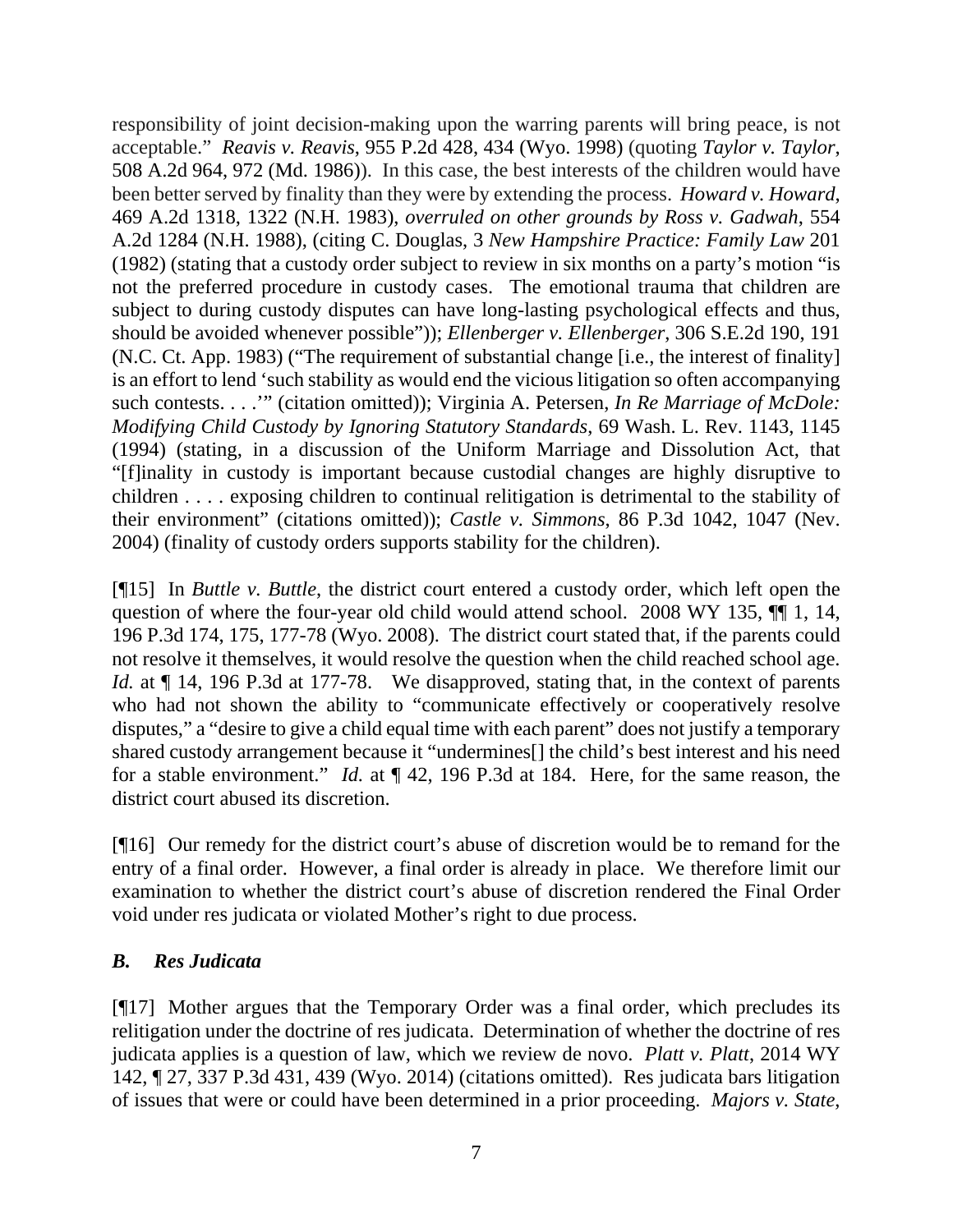responsibility of joint decision-making upon the warring parents will bring peace, is not acceptable." *Reavis v. Reavis*, 955 P.2d 428, 434 (Wyo. 1998) (quoting *Taylor v. Taylor*, 508 A.2d 964, 972 (Md. 1986)). In this case, the best interests of the children would have been better served by finality than they were by extending the process. *Howard v. Howard*, 469 A.2d 1318, 1322 (N.H. 1983), *overruled on other grounds by Ross v. Gadwah*, 554 A.2d 1284 (N.H. 1988), (citing C. Douglas, 3 *New Hampshire Practice: Family Law* 201 (1982) (stating that a custody order subject to review in six months on a party's motion "is not the preferred procedure in custody cases. The emotional trauma that children are subject to during custody disputes can have long-lasting psychological effects and thus, should be avoided whenever possible")); *Ellenberger v. Ellenberger*, 306 S.E.2d 190, 191 (N.C. Ct. App. 1983) ("The requirement of substantial change [i.e., the interest of finality] is an effort to lend 'such stability as would end the vicious litigation so often accompanying such contests. . . .'" (citation omitted)); Virginia A. Petersen, *In Re Marriage of McDole: Modifying Child Custody by Ignoring Statutory Standards*, 69 Wash. L. Rev. 1143, 1145 (1994) (stating, in a discussion of the Uniform Marriage and Dissolution Act, that "[f]inality in custody is important because custodial changes are highly disruptive to children . . . . exposing children to continual relitigation is detrimental to the stability of their environment" (citations omitted)); *Castle v. Simmons*, 86 P.3d 1042, 1047 (Nev. 2004) (finality of custody orders supports stability for the children).

[¶15] In *Buttle v. Buttle*, the district court entered a custody order, which left open the question of where the four-year old child would attend school. 2008 WY 135, ¶¶ 1, 14, 196 P.3d 174, 175, 177-78 (Wyo. 2008). The district court stated that, if the parents could not resolve it themselves, it would resolve the question when the child reached school age. *Id.* at ¶ 14, 196 P.3d at 177-78. We disapproved, stating that, in the context of parents who had not shown the ability to "communicate effectively or cooperatively resolve disputes," a "desire to give a child equal time with each parent" does not justify a temporary shared custody arrangement because it "undermines[] the child's best interest and his need for a stable environment." *Id.* at ¶ 42, 196 P.3d at 184. Here, for the same reason, the district court abused its discretion.

[¶16] Our remedy for the district court's abuse of discretion would be to remand for the entry of a final order. However, a final order is already in place. We therefore limit our examination to whether the district court's abuse of discretion rendered the Final Order void under res judicata or violated Mother's right to due process.

### *B. Res Judicata*

[¶17] Mother argues that the Temporary Order was a final order, which precludes its relitigation under the doctrine of res judicata. Determination of whether the doctrine of res judicata applies is a question of law, which we review de novo. *Platt v. Platt*, 2014 WY 142, ¶ 27, 337 P.3d 431, 439 (Wyo. 2014) (citations omitted). Res judicata bars litigation of issues that were or could have been determined in a prior proceeding. *Majors v. State*,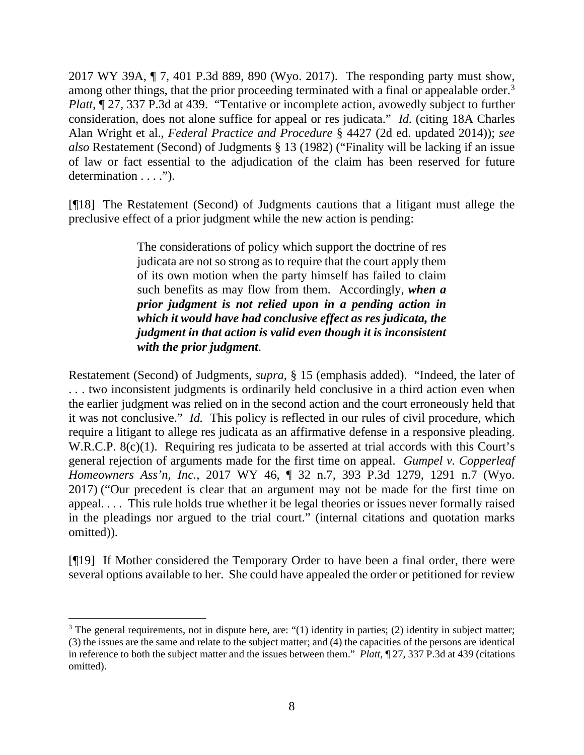2017 WY 39A, ¶ 7, 401 P.3d 889, 890 (Wyo. 2017). The responding party must show, among other things, that the prior proceeding terminated with a final or appealable order.[3] *Platt*, ¶ 27, 337 P.3d at 439. "Tentative or incomplete action, avowedly subject to further consideration, does not alone suffice for appeal or res judicata." *Id.* (citing 18A Charles Alan Wright et al., *Federal Practice and Procedure* § 4427 (2d ed. updated 2014)); *see also* Restatement (Second) of Judgments § 13 (1982) ("Finality will be lacking if an issue of law or fact essential to the adjudication of the claim has been reserved for future determination . . . .").

[¶18] The Restatement (Second) of Judgments cautions that a litigant must allege the preclusive effect of a prior judgment while the new action is pending:

> The considerations of policy which support the doctrine of res judicata are not so strong as to require that the court apply them of its own motion when the party himself has failed to claim such benefits as may flow from them. Accordingly, ***when a prior judgment is not relied upon in a pending action in which it would have had conclusive effect as res judicata, the judgment in that action is valid even though it is inconsistent with the prior judgment***.

Restatement (Second) of Judgments, *supra*, § 15 (emphasis added). "Indeed, the later of . . . two inconsistent judgments is ordinarily held conclusive in a third action even when the earlier judgment was relied on in the second action and the court erroneously held that it was not conclusive." *Id.* This policy is reflected in our rules of civil procedure, which require a litigant to allege res judicata as an affirmative defense in a responsive pleading. W.R.C.P. 8(c)(1). Requiring res judicata to be asserted at trial accords with this Court's general rejection of arguments made for the first time on appeal. *Gumpel v. Copperleaf Homeowners Ass'n, Inc.*, 2017 WY 46, ¶ 32 n.7, 393 P.3d 1279, 1291 n.7 (Wyo. 2017) ("Our precedent is clear that an argument may not be made for the first time on appeal. . . . This rule holds true whether it be legal theories or issues never formally raised in the pleadings nor argued to the trial court." (internal citations and quotation marks omitted)).

[¶19] If Mother considered the Temporary Order to have been a final order, there were several options available to her. She could have appealed the order or petitioned for review

---

[3] The general requirements, not in dispute here, are: "(1) identity in parties; (2) identity in subject matter; (3) the issues are the same and relate to the subject matter; and (4) the capacities of the persons are identical in reference to both the subject matter and the issues between them." *Platt*, ¶ 27, 337 P.3d at 439 (citations omitted).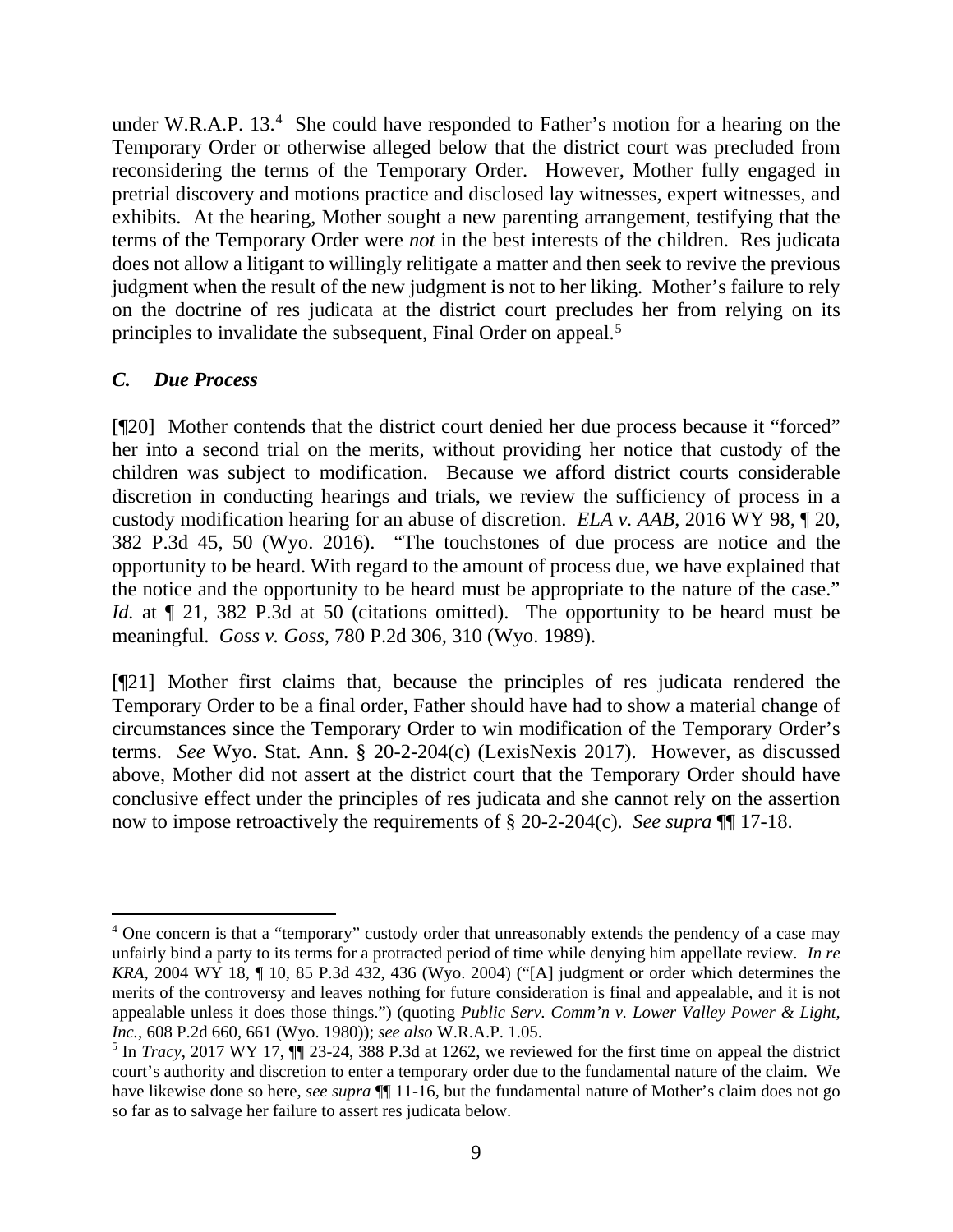under W.R.A.P. 13.[4] She could have responded to Father's motion for a hearing on the Temporary Order or otherwise alleged below that the district court was precluded from reconsidering the terms of the Temporary Order. However, Mother fully engaged in pretrial discovery and motions practice and disclosed lay witnesses, expert witnesses, and exhibits. At the hearing, Mother sought a new parenting arrangement, testifying that the terms of the Temporary Order were *not* in the best interests of the children. Res judicata does not allow a litigant to willingly relitigate a matter and then seek to revive the previous judgment when the result of the new judgment is not to her liking. Mother's failure to rely on the doctrine of res judicata at the district court precludes her from relying on its principles to invalidate the subsequent, Final Order on appeal.[5]

### *C. Due Process*

[¶20] Mother contends that the district court denied her due process because it "forced" her into a second trial on the merits, without providing her notice that custody of the children was subject to modification. Because we afford district courts considerable discretion in conducting hearings and trials, we review the sufficiency of process in a custody modification hearing for an abuse of discretion. *ELA v. AAB*, 2016 WY 98, ¶ 20, 382 P.3d 45, 50 (Wyo. 2016). "The touchstones of due process are notice and the opportunity to be heard. With regard to the amount of process due, we have explained that the notice and the opportunity to be heard must be appropriate to the nature of the case." *Id.* at ¶ 21, 382 P.3d at 50 (citations omitted). The opportunity to be heard must be meaningful. *Goss v. Goss*, 780 P.2d 306, 310 (Wyo. 1989).

[¶21] Mother first claims that, because the principles of res judicata rendered the Temporary Order to be a final order, Father should have had to show a material change of circumstances since the Temporary Order to win modification of the Temporary Order's terms. *See* Wyo. Stat. Ann. § 20-2-204(c) (LexisNexis 2017). However, as discussed above, Mother did not assert at the district court that the Temporary Order should have conclusive effect under the principles of res judicata and she cannot rely on the assertion now to impose retroactively the requirements of § 20-2-204(c). *See supra* ¶¶ 17-18.

---

[4] One concern is that a "temporary" custody order that unreasonably extends the pendency of a case may unfairly bind a party to its terms for a protracted period of time while denying him appellate review. *In re KRA*, 2004 WY 18, ¶ 10, 85 P.3d 432, 436 (Wyo. 2004) ("[A] judgment or order which determines the merits of the controversy and leaves nothing for future consideration is final and appealable, and it is not appealable unless it does those things.") (quoting *Public Serv. Comm'n v. Lower Valley Power & Light, Inc.*, 608 P.2d 660, 661 (Wyo. 1980)); *see also* W.R.A.P. 1.05.

[5] In *Tracy*, 2017 WY 17, ¶¶ 23-24, 388 P.3d at 1262, we reviewed for the first time on appeal the district court's authority and discretion to enter a temporary order due to the fundamental nature of the claim. We have likewise done so here, *see supra* ¶¶ 11-16, but the fundamental nature of Mother's claim does not go so far as to salvage her failure to assert res judicata below.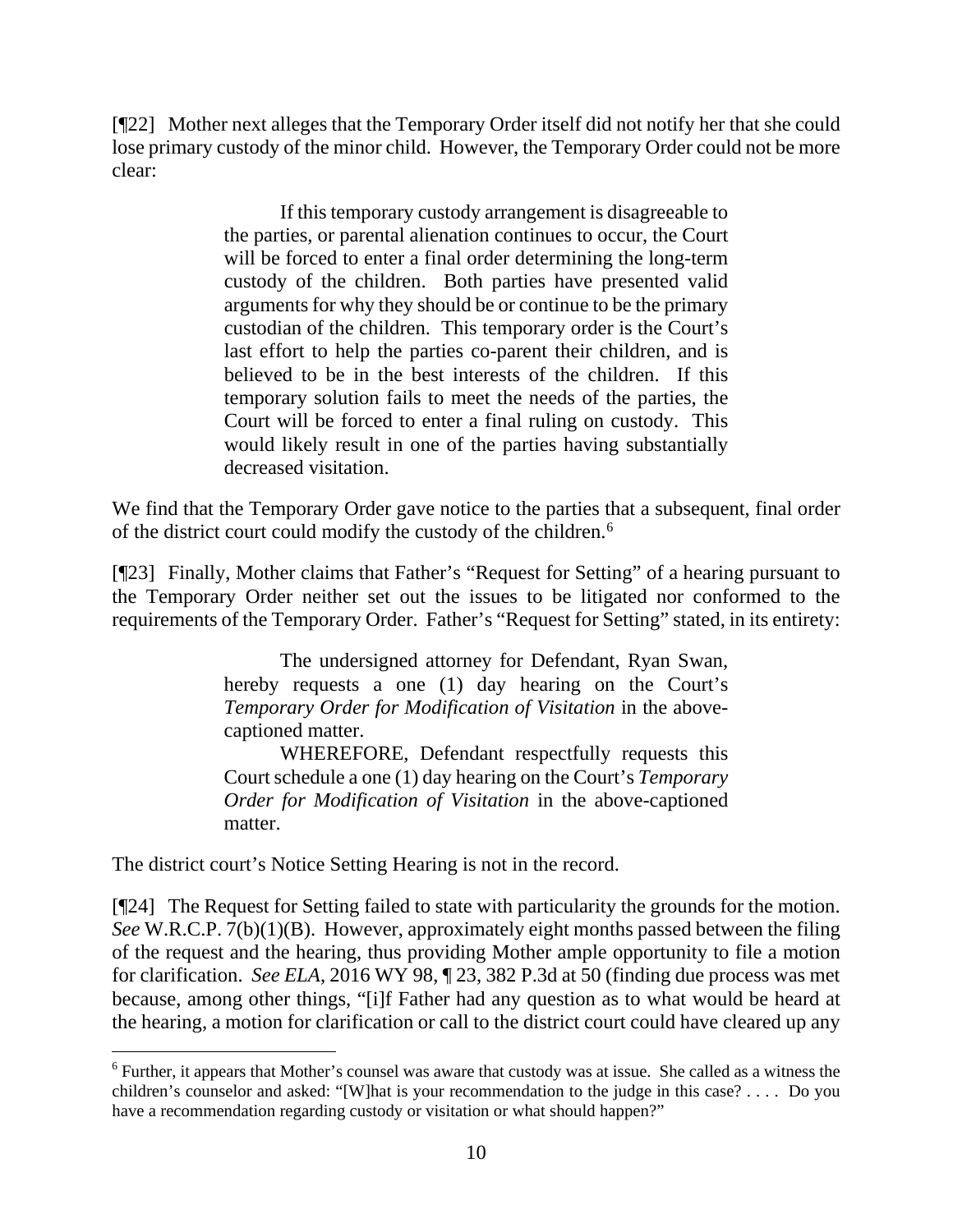[¶22] Mother next alleges that the Temporary Order itself did not notify her that she could lose primary custody of the minor child. However, the Temporary Order could not be more clear:

> If this temporary custody arrangement is disagreeable to the parties, or parental alienation continues to occur, the Court will be forced to enter a final order determining the long-term custody of the children. Both parties have presented valid arguments for why they should be or continue to be the primary custodian of the children. This temporary order is the Court's last effort to help the parties co-parent their children, and is believed to be in the best interests of the children. If this temporary solution fails to meet the needs of the parties, the Court will be forced to enter a final ruling on custody. This would likely result in one of the parties having substantially decreased visitation.

We find that the Temporary Order gave notice to the parties that a subsequent, final order of the district court could modify the custody of the children.[6]

[¶23] Finally, Mother claims that Father's "Request for Setting" of a hearing pursuant to the Temporary Order neither set out the issues to be litigated nor conformed to the requirements of the Temporary Order. Father's "Request for Setting" stated, in its entirety:

> The undersigned attorney for Defendant, Ryan Swan, hereby requests a one (1) day hearing on the Court's *Temporary Order for Modification of Visitation* in the above-captioned matter.
>
> WHEREFORE, Defendant respectfully requests this Court schedule a one (1) day hearing on the Court's *Temporary Order for Modification of Visitation* in the above-captioned matter.

The district court's Notice Setting Hearing is not in the record.

[¶24] The Request for Setting failed to state with particularity the grounds for the motion. *See* W.R.C.P. 7(b)(1)(B). However, approximately eight months passed between the filing of the request and the hearing, thus providing Mother ample opportunity to file a motion for clarification. *See ELA*, 2016 WY 98, ¶ 23, 382 P.3d at 50 (finding due process was met because, among other things, "[i]f Father had any question as to what would be heard at the hearing, a motion for clarification or call to the district court could have cleared up any

---

[6] Further, it appears that Mother's counsel was aware that custody was at issue. She called as a witness the children's counselor and asked: "[W]hat is your recommendation to the judge in this case? . . . . Do you have a recommendation regarding custody or visitation or what should happen?"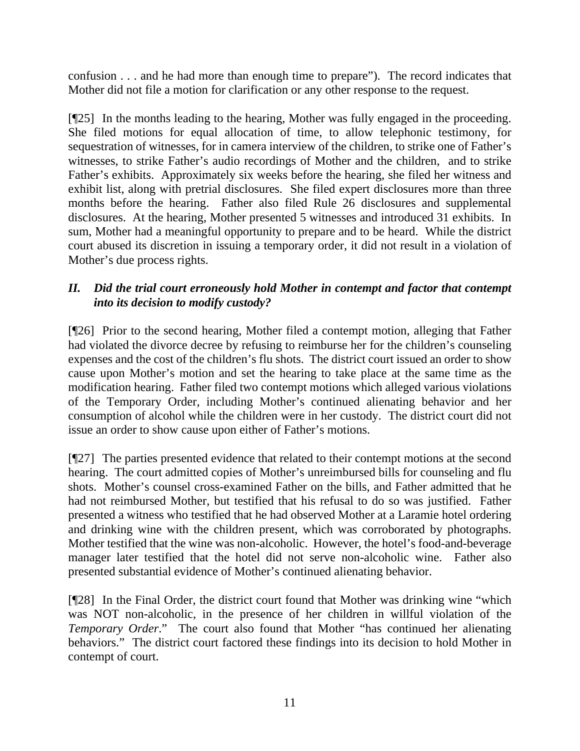confusion . . . and he had more than enough time to prepare"). The record indicates that Mother did not file a motion for clarification or any other response to the request.

[¶25] In the months leading to the hearing, Mother was fully engaged in the proceeding. She filed motions for equal allocation of time, to allow telephonic testimony, for sequestration of witnesses, for in camera interview of the children, to strike one of Father's witnesses, to strike Father's audio recordings of Mother and the children, and to strike Father's exhibits. Approximately six weeks before the hearing, she filed her witness and exhibit list, along with pretrial disclosures. She filed expert disclosures more than three months before the hearing. Father also filed Rule 26 disclosures and supplemental disclosures. At the hearing, Mother presented 5 witnesses and introduced 31 exhibits. In sum, Mother had a meaningful opportunity to prepare and to be heard. While the district court abused its discretion in issuing a temporary order, it did not result in a violation of Mother's due process rights.

### *II. Did the trial court erroneously hold Mother in contempt and factor that contempt into its decision to modify custody?*

[¶26] Prior to the second hearing, Mother filed a contempt motion, alleging that Father had violated the divorce decree by refusing to reimburse her for the children's counseling expenses and the cost of the children's flu shots. The district court issued an order to show cause upon Mother's motion and set the hearing to take place at the same time as the modification hearing. Father filed two contempt motions which alleged various violations of the Temporary Order, including Mother's continued alienating behavior and her consumption of alcohol while the children were in her custody. The district court did not issue an order to show cause upon either of Father's motions.

[¶27] The parties presented evidence that related to their contempt motions at the second hearing. The court admitted copies of Mother's unreimbursed bills for counseling and flu shots. Mother's counsel cross-examined Father on the bills, and Father admitted that he had not reimbursed Mother, but testified that his refusal to do so was justified. Father presented a witness who testified that he had observed Mother at a Laramie hotel ordering and drinking wine with the children present, which was corroborated by photographs. Mother testified that the wine was non-alcoholic. However, the hotel's food-and-beverage manager later testified that the hotel did not serve non-alcoholic wine. Father also presented substantial evidence of Mother's continued alienating behavior.

[¶28] In the Final Order, the district court found that Mother was drinking wine "which was NOT non-alcoholic, in the presence of her children in willful violation of the *Temporary Order*." The court also found that Mother "has continued her alienating behaviors." The district court factored these findings into its decision to hold Mother in contempt of court.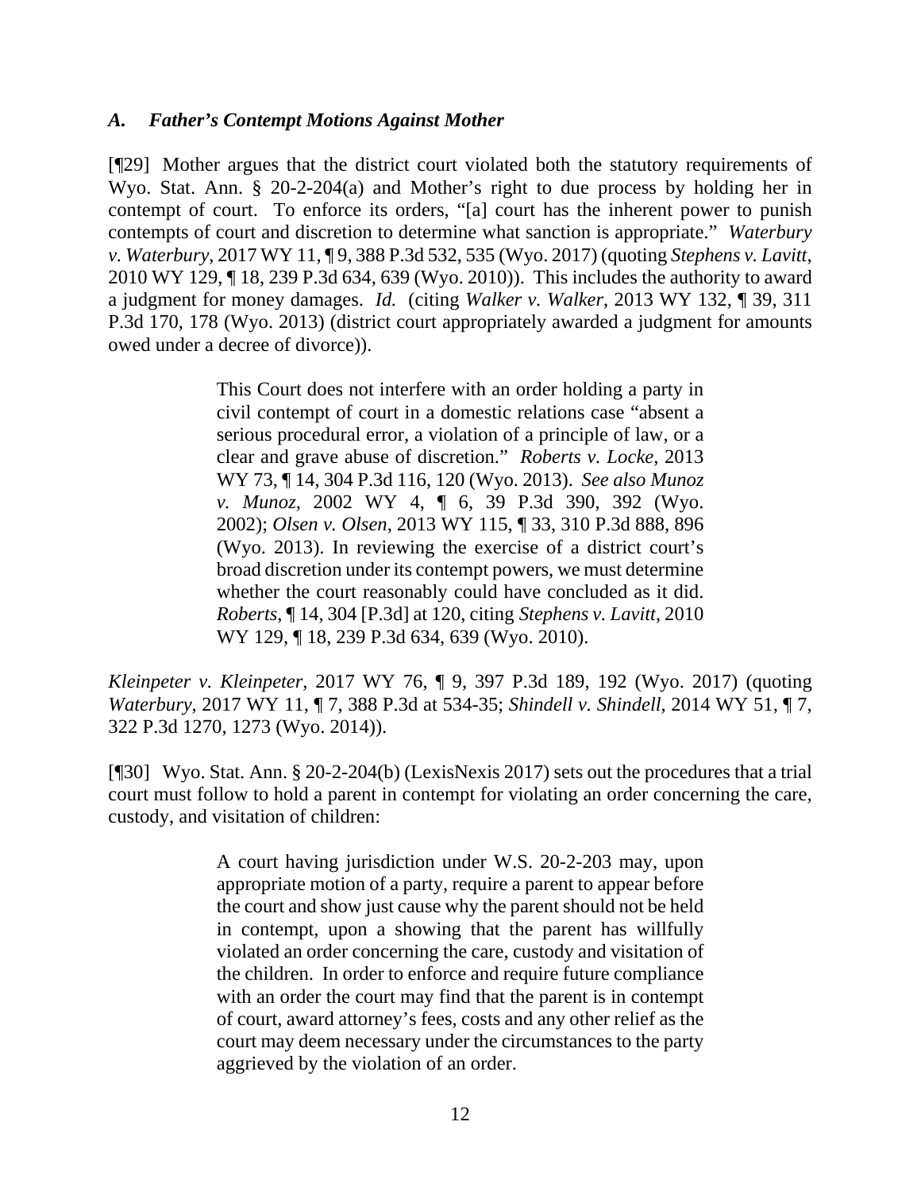### *A. Father's Contempt Motions Against Mother*

[¶29] Mother argues that the district court violated both the statutory requirements of Wyo. Stat. Ann. § 20-2-204(a) and Mother's right to due process by holding her in contempt of court. To enforce its orders, "[a] court has the inherent power to punish contempts of court and discretion to determine what sanction is appropriate." *Waterbury v. Waterbury*, 2017 WY 11, ¶ 9, 388 P.3d 532, 535 (Wyo. 2017) (quoting *Stephens v. Lavitt*, 2010 WY 129, ¶ 18, 239 P.3d 634, 639 (Wyo. 2010)). This includes the authority to award a judgment for money damages. *Id.* (citing *Walker v. Walker*, 2013 WY 132, ¶ 39, 311 P.3d 170, 178 (Wyo. 2013) (district court appropriately awarded a judgment for amounts owed under a decree of divorce)).

> This Court does not interfere with an order holding a party in civil contempt of court in a domestic relations case "absent a serious procedural error, a violation of a principle of law, or a clear and grave abuse of discretion." *Roberts v. Locke*, 2013 WY 73, ¶ 14, 304 P.3d 116, 120 (Wyo. 2013). *See also Munoz v. Munoz*, 2002 WY 4, ¶ 6, 39 P.3d 390, 392 (Wyo. 2002); *Olsen v. Olsen*, 2013 WY 115, ¶ 33, 310 P.3d 888, 896 (Wyo. 2013). In reviewing the exercise of a district court's broad discretion under its contempt powers, we must determine whether the court reasonably could have concluded as it did. *Roberts*, ¶ 14, 304 [P.3d] at 120, citing *Stephens v. Lavitt*, 2010 WY 129, ¶ 18, 239 P.3d 634, 639 (Wyo. 2010).

*Kleinpeter v. Kleinpeter*, 2017 WY 76, ¶ 9, 397 P.3d 189, 192 (Wyo. 2017) (quoting *Waterbury*, 2017 WY 11, ¶ 7, 388 P.3d at 534-35; *Shindell v. Shindell*, 2014 WY 51, ¶ 7, 322 P.3d 1270, 1273 (Wyo. 2014)).

[¶30] Wyo. Stat. Ann. § 20-2-204(b) (LexisNexis 2017) sets out the procedures that a trial court must follow to hold a parent in contempt for violating an order concerning the care, custody, and visitation of children:

> A court having jurisdiction under W.S. 20-2-203 may, upon appropriate motion of a party, require a parent to appear before the court and show just cause why the parent should not be held in contempt, upon a showing that the parent has willfully violated an order concerning the care, custody and visitation of the children. In order to enforce and require future compliance with an order the court may find that the parent is in contempt of court, award attorney's fees, costs and any other relief as the court may deem necessary under the circumstances to the party aggrieved by the violation of an order.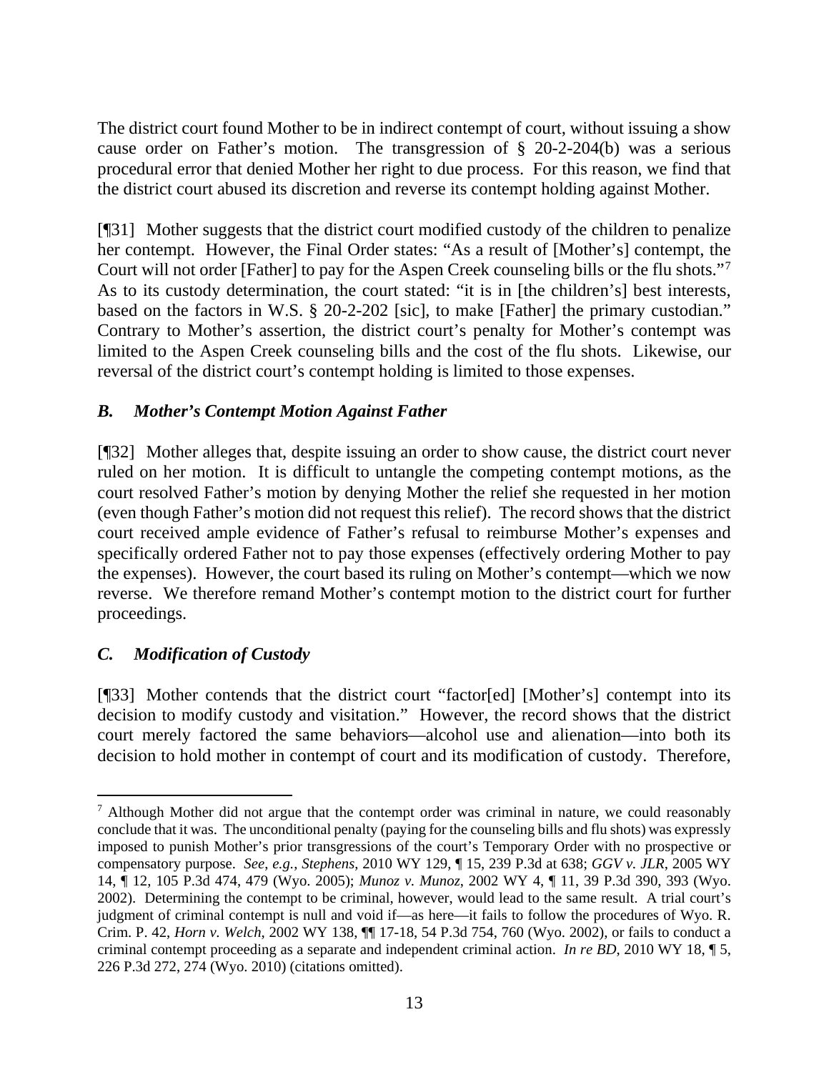The district court found Mother to be in indirect contempt of court, without issuing a show cause order on Father's motion. The transgression of § 20-2-204(b) was a serious procedural error that denied Mother her right to due process. For this reason, we find that the district court abused its discretion and reverse its contempt holding against Mother.

[¶31] Mother suggests that the district court modified custody of the children to penalize her contempt. However, the Final Order states: "As a result of [Mother's] contempt, the Court will not order [Father] to pay for the Aspen Creek counseling bills or the flu shots."[7] As to its custody determination, the court stated: "it is in [the children's] best interests, based on the factors in W.S. § 20-2-202 [sic], to make [Father] the primary custodian." Contrary to Mother's assertion, the district court's penalty for Mother's contempt was limited to the Aspen Creek counseling bills and the cost of the flu shots. Likewise, our reversal of the district court's contempt holding is limited to those expenses.

### *B. Mother's Contempt Motion Against Father*

[¶32] Mother alleges that, despite issuing an order to show cause, the district court never ruled on her motion. It is difficult to untangle the competing contempt motions, as the court resolved Father's motion by denying Mother the relief she requested in her motion (even though Father's motion did not request this relief). The record shows that the district court received ample evidence of Father's refusal to reimburse Mother's expenses and specifically ordered Father not to pay those expenses (effectively ordering Mother to pay the expenses). However, the court based its ruling on Mother's contempt—which we now reverse. We therefore remand Mother's contempt motion to the district court for further proceedings.

### *C. Modification of Custody*

[¶33] Mother contends that the district court "factor[ed] [Mother's] contempt into its decision to modify custody and visitation." However, the record shows that the district court merely factored the same behaviors—alcohol use and alienation—into both its decision to hold mother in contempt of court and its modification of custody. Therefore,

---

[7] Although Mother did not argue that the contempt order was criminal in nature, we could reasonably conclude that it was. The unconditional penalty (paying for the counseling bills and flu shots) was expressly imposed to punish Mother's prior transgressions of the court's Temporary Order with no prospective or compensatory purpose. *See, e.g.*, *Stephens*, 2010 WY 129, ¶ 15, 239 P.3d at 638; *GGV v. JLR*, 2005 WY 14, ¶ 12, 105 P.3d 474, 479 (Wyo. 2005); *Munoz v. Munoz*, 2002 WY 4, ¶ 11, 39 P.3d 390, 393 (Wyo. 2002). Determining the contempt to be criminal, however, would lead to the same result. A trial court's judgment of criminal contempt is null and void if—as here—it fails to follow the procedures of Wyo. R. Crim. P. 42, *Horn v. Welch*, 2002 WY 138, ¶¶ 17-18, 54 P.3d 754, 760 (Wyo. 2002), or fails to conduct a criminal contempt proceeding as a separate and independent criminal action. *In re BD*, 2010 WY 18, ¶ 5, 226 P.3d 272, 274 (Wyo. 2010) (citations omitted).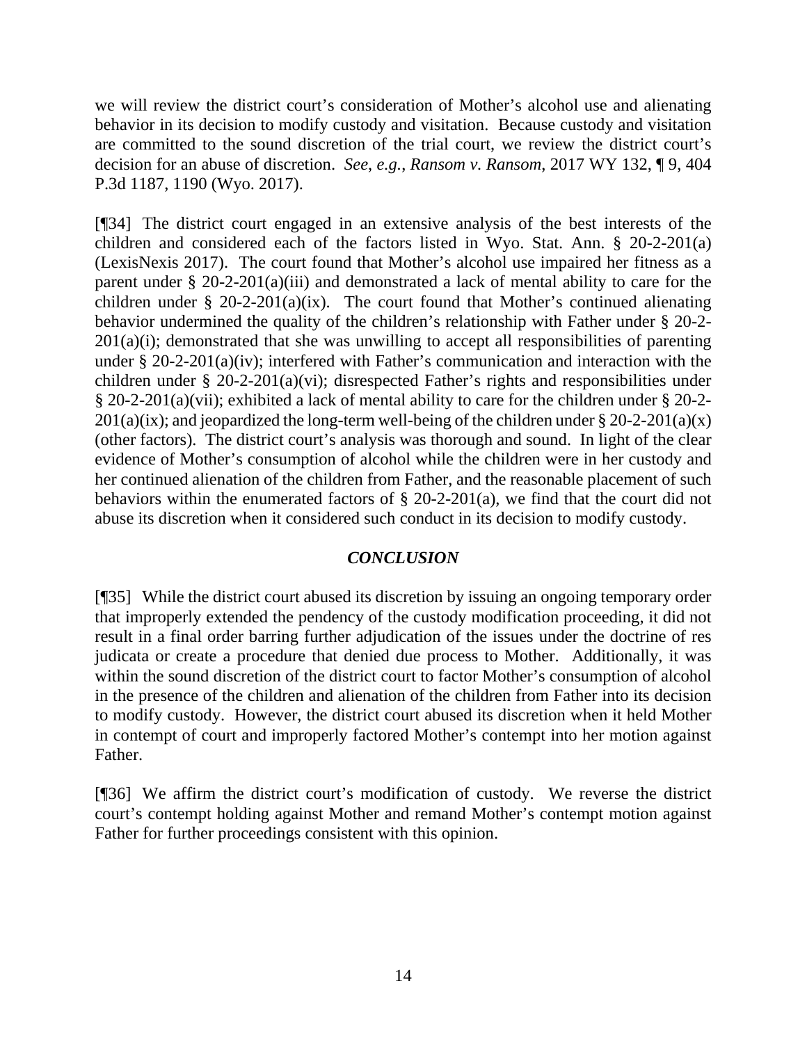we will review the district court's consideration of Mother's alcohol use and alienating behavior in its decision to modify custody and visitation. Because custody and visitation are committed to the sound discretion of the trial court, we review the district court's decision for an abuse of discretion. *See, e.g.*, *Ransom v. Ransom*, 2017 WY 132, ¶ 9, 404 P.3d 1187, 1190 (Wyo. 2017).

[¶34] The district court engaged in an extensive analysis of the best interests of the children and considered each of the factors listed in Wyo. Stat. Ann. § 20-2-201(a) (LexisNexis 2017). The court found that Mother's alcohol use impaired her fitness as a parent under § 20-2-201(a)(iii) and demonstrated a lack of mental ability to care for the children under § 20-2-201(a)(ix). The court found that Mother's continued alienating behavior undermined the quality of the children's relationship with Father under § 20-2-201(a)(i); demonstrated that she was unwilling to accept all responsibilities of parenting under § 20-2-201(a)(iv); interfered with Father's communication and interaction with the children under § 20-2-201(a)(vi); disrespected Father's rights and responsibilities under § 20-2-201(a)(vii); exhibited a lack of mental ability to care for the children under § 20-2-201(a)(ix); and jeopardized the long-term well-being of the children under § 20-2-201(a)(x) (other factors). The district court's analysis was thorough and sound. In light of the clear evidence of Mother's consumption of alcohol while the children were in her custody and her continued alienation of the children from Father, and the reasonable placement of such behaviors within the enumerated factors of § 20-2-201(a), we find that the court did not abuse its discretion when it considered such conduct in its decision to modify custody.

## *CONCLUSION*

[¶35] While the district court abused its discretion by issuing an ongoing temporary order that improperly extended the pendency of the custody modification proceeding, it did not result in a final order barring further adjudication of the issues under the doctrine of res judicata or create a procedure that denied due process to Mother. Additionally, it was within the sound discretion of the district court to factor Mother's consumption of alcohol in the presence of the children and alienation of the children from Father into its decision to modify custody. However, the district court abused its discretion when it held Mother in contempt of court and improperly factored Mother's contempt into her motion against Father.

[¶36] We affirm the district court's modification of custody. We reverse the district court's contempt holding against Mother and remand Mother's contempt motion against Father for further proceedings consistent with this opinion.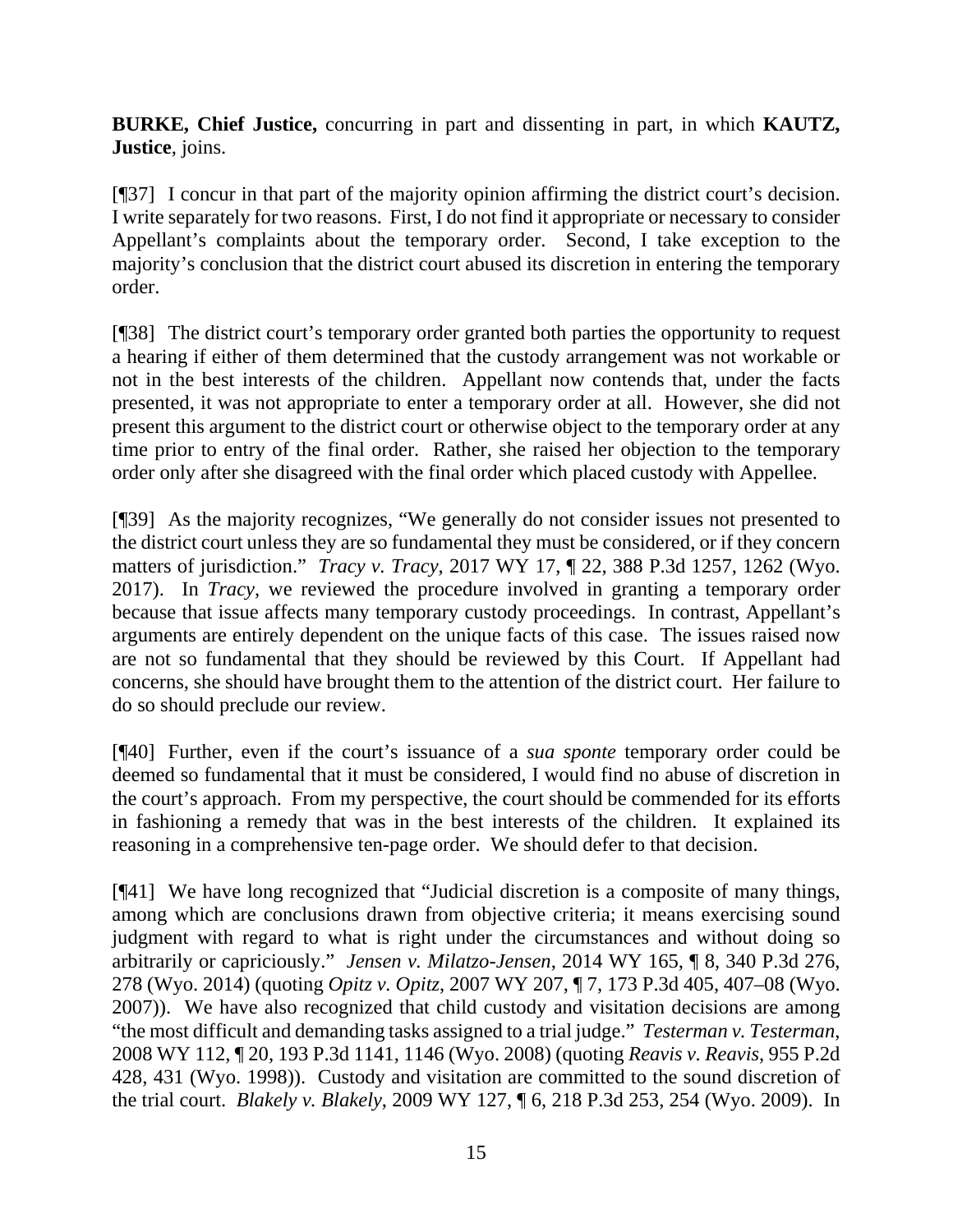**BURKE, Chief Justice,** concurring in part and dissenting in part, in which **KAUTZ, Justice**, joins.

[¶37] I concur in that part of the majority opinion affirming the district court's decision. I write separately for two reasons. First, I do not find it appropriate or necessary to consider Appellant's complaints about the temporary order. Second, I take exception to the majority's conclusion that the district court abused its discretion in entering the temporary order.

[¶38] The district court's temporary order granted both parties the opportunity to request a hearing if either of them determined that the custody arrangement was not workable or not in the best interests of the children. Appellant now contends that, under the facts presented, it was not appropriate to enter a temporary order at all. However, she did not present this argument to the district court or otherwise object to the temporary order at any time prior to entry of the final order. Rather, she raised her objection to the temporary order only after she disagreed with the final order which placed custody with Appellee.

[¶39] As the majority recognizes, "We generally do not consider issues not presented to the district court unless they are so fundamental they must be considered, or if they concern matters of jurisdiction." *Tracy v. Tracy*, 2017 WY 17, ¶ 22, 388 P.3d 1257, 1262 (Wyo. 2017). In *Tracy*, we reviewed the procedure involved in granting a temporary order because that issue affects many temporary custody proceedings. In contrast, Appellant's arguments are entirely dependent on the unique facts of this case. The issues raised now are not so fundamental that they should be reviewed by this Court. If Appellant had concerns, she should have brought them to the attention of the district court. Her failure to do so should preclude our review.

[¶40] Further, even if the court's issuance of a *sua sponte* temporary order could be deemed so fundamental that it must be considered, I would find no abuse of discretion in the court's approach. From my perspective, the court should be commended for its efforts in fashioning a remedy that was in the best interests of the children. It explained its reasoning in a comprehensive ten-page order. We should defer to that decision.

[¶41] We have long recognized that "Judicial discretion is a composite of many things, among which are conclusions drawn from objective criteria; it means exercising sound judgment with regard to what is right under the circumstances and without doing so arbitrarily or capriciously." *Jensen v. Milatzo-Jensen*, 2014 WY 165, ¶ 8, 340 P.3d 276, 278 (Wyo. 2014) (quoting *Opitz v. Opitz*, 2007 WY 207, ¶ 7, 173 P.3d 405, 407–08 (Wyo. 2007)). We have also recognized that child custody and visitation decisions are among "the most difficult and demanding tasks assigned to a trial judge." *Testerman v. Testerman*, 2008 WY 112, ¶ 20, 193 P.3d 1141, 1146 (Wyo. 2008) (quoting *Reavis v. Reavis*, 955 P.2d 428, 431 (Wyo. 1998)). Custody and visitation are committed to the sound discretion of the trial court. *Blakely v. Blakely*, 2009 WY 127, ¶ 6, 218 P.3d 253, 254 (Wyo. 2009). In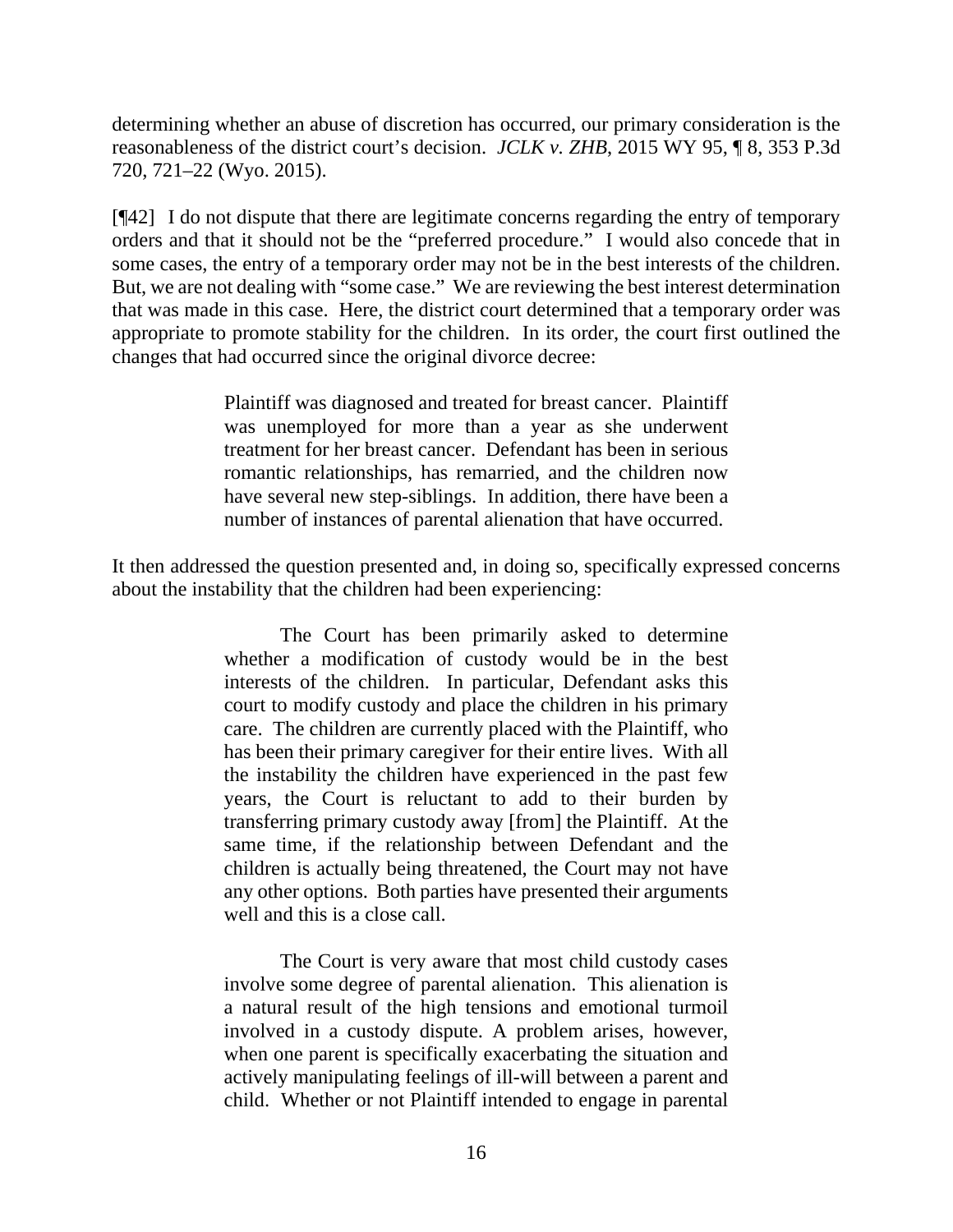determining whether an abuse of discretion has occurred, our primary consideration is the reasonableness of the district court's decision. *JCLK v. ZHB*, 2015 WY 95, ¶ 8, 353 P.3d 720, 721–22 (Wyo. 2015).

[¶42] I do not dispute that there are legitimate concerns regarding the entry of temporary orders and that it should not be the "preferred procedure." I would also concede that in some cases, the entry of a temporary order may not be in the best interests of the children. But, we are not dealing with "some case." We are reviewing the best interest determination that was made in this case. Here, the district court determined that a temporary order was appropriate to promote stability for the children. In its order, the court first outlined the changes that had occurred since the original divorce decree:

> Plaintiff was diagnosed and treated for breast cancer. Plaintiff was unemployed for more than a year as she underwent treatment for her breast cancer. Defendant has been in serious romantic relationships, has remarried, and the children now have several new step-siblings. In addition, there have been a number of instances of parental alienation that have occurred.

It then addressed the question presented and, in doing so, specifically expressed concerns about the instability that the children had been experiencing:

> The Court has been primarily asked to determine whether a modification of custody would be in the best interests of the children. In particular, Defendant asks this court to modify custody and place the children in his primary care. The children are currently placed with the Plaintiff, who has been their primary caregiver for their entire lives. With all the instability the children have experienced in the past few years, the Court is reluctant to add to their burden by transferring primary custody away [from] the Plaintiff. At the same time, if the relationship between Defendant and the children is actually being threatened, the Court may not have any other options. Both parties have presented their arguments well and this is a close call.
>
> The Court is very aware that most child custody cases involve some degree of parental alienation. This alienation is a natural result of the high tensions and emotional turmoil involved in a custody dispute. A problem arises, however, when one parent is specifically exacerbating the situation and actively manipulating feelings of ill-will between a parent and child. Whether or not Plaintiff intended to engage in parental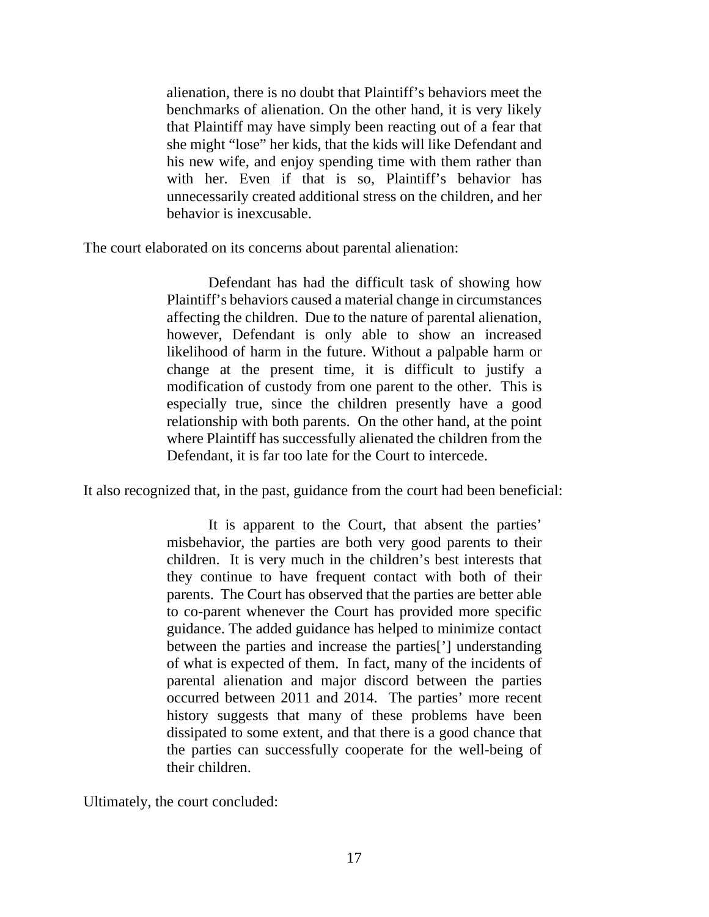> alienation, there is no doubt that Plaintiff's behaviors meet the benchmarks of alienation. On the other hand, it is very likely that Plaintiff may have simply been reacting out of a fear that she might "lose" her kids, that the kids will like Defendant and his new wife, and enjoy spending time with them rather than with her. Even if that is so, Plaintiff's behavior has unnecessarily created additional stress on the children, and her behavior is inexcusable.

The court elaborated on its concerns about parental alienation:

> Defendant has had the difficult task of showing how Plaintiff's behaviors caused a material change in circumstances affecting the children. Due to the nature of parental alienation, however, Defendant is only able to show an increased likelihood of harm in the future. Without a palpable harm or change at the present time, it is difficult to justify a modification of custody from one parent to the other. This is especially true, since the children presently have a good relationship with both parents. On the other hand, at the point where Plaintiff has successfully alienated the children from the Defendant, it is far too late for the Court to intercede.

It also recognized that, in the past, guidance from the court had been beneficial:

> It is apparent to the Court, that absent the parties' misbehavior, the parties are both very good parents to their children. It is very much in the children's best interests that they continue to have frequent contact with both of their parents. The Court has observed that the parties are better able to co-parent whenever the Court has provided more specific guidance. The added guidance has helped to minimize contact between the parties and increase the parties['] understanding of what is expected of them. In fact, many of the incidents of parental alienation and major discord between the parties occurred between 2011 and 2014. The parties' more recent history suggests that many of these problems have been dissipated to some extent, and that there is a good chance that the parties can successfully cooperate for the well-being of their children.

Ultimately, the court concluded: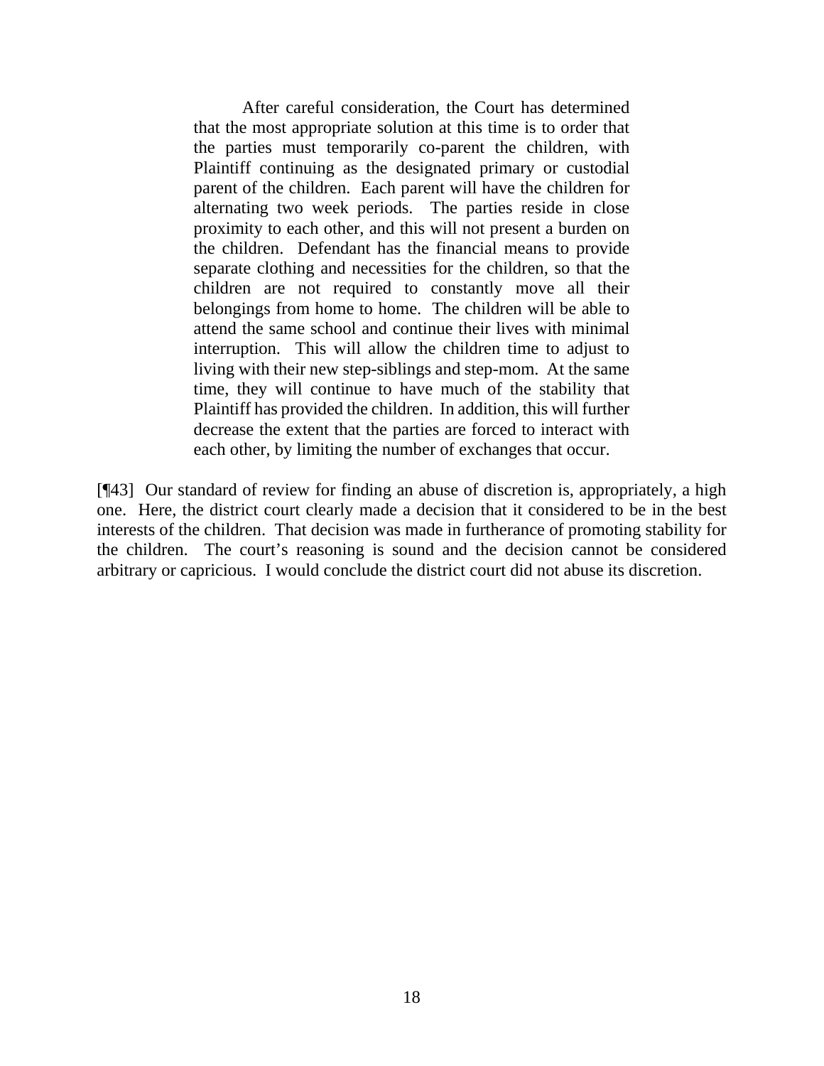> After careful consideration, the Court has determined that the most appropriate solution at this time is to order that the parties must temporarily co-parent the children, with Plaintiff continuing as the designated primary or custodial parent of the children. Each parent will have the children for alternating two week periods. The parties reside in close proximity to each other, and this will not present a burden on the children. Defendant has the financial means to provide separate clothing and necessities for the children, so that the children are not required to constantly move all their belongings from home to home. The children will be able to attend the same school and continue their lives with minimal interruption. This will allow the children time to adjust to living with their new step-siblings and step-mom. At the same time, they will continue to have much of the stability that Plaintiff has provided the children. In addition, this will further decrease the extent that the parties are forced to interact with each other, by limiting the number of exchanges that occur.

[¶43] Our standard of review for finding an abuse of discretion is, appropriately, a high one. Here, the district court clearly made a decision that it considered to be in the best interests of the children. That decision was made in furtherance of promoting stability for the children. The court's reasoning is sound and the decision cannot be considered arbitrary or capricious. I would conclude the district court did not abuse its discretion.